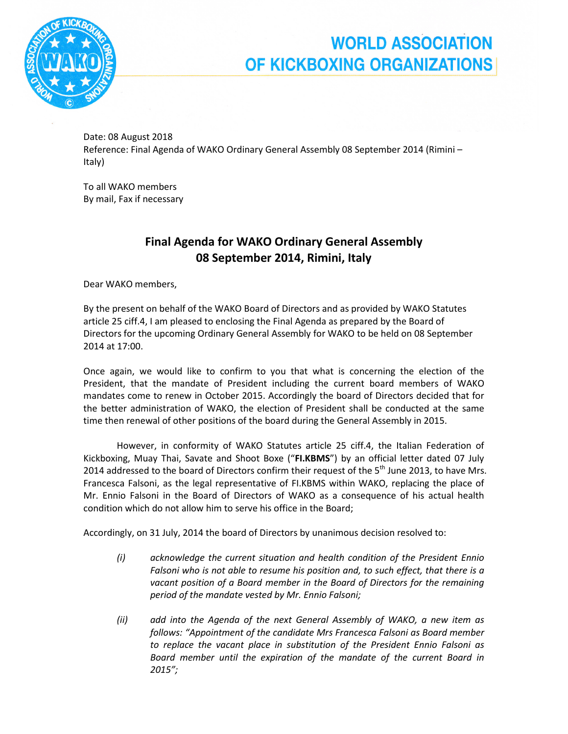# WORLD ASSOCIATION OF KICKBOXING ORGANIZATIONS

Date: 08 August 2018
Reference: Final Agenda of WAKO Ordinary General Assembly 08 September 2014 (Rimini – Italy)

To all WAKO members
By mail, Fax if necessary

## Final Agenda for WAKO Ordinary General Assembly 08 September 2014, Rimini, Italy

Dear WAKO members,

By the present on behalf of the WAKO Board of Directors and as provided by WAKO Statutes article 25 ciff.4, I am pleased to enclosing the Final Agenda as prepared by the Board of Directors for the upcoming Ordinary General Assembly for WAKO to be held on 08 September 2014 at 17:00.

Once again, we would like to confirm to you that what is concerning the election of the President, that the mandate of President including the current board members of WAKO mandates come to renew in October 2015. Accordingly the board of Directors decided that for the better administration of WAKO, the election of President shall be conducted at the same time then renewal of other positions of the board during the General Assembly in 2015.

However, in conformity of WAKO Statutes article 25 ciff.4, the Italian Federation of Kickboxing, Muay Thai, Savate and Shoot Boxe ("**FI.KBMS**") by an official letter dated 07 July 2014 addressed to the board of Directors confirm their request of the 5th June 2013, to have Mrs. Francesca Falsoni, as the legal representative of FI.KBMS within WAKO, replacing the place of Mr. Ennio Falsoni in the Board of Directors of WAKO as a consequence of his actual health condition which do not allow him to serve his office in the Board;

Accordingly, on 31 July, 2014 the board of Directors by unanimous decision resolved to:

*(i)* *acknowledge the current situation and health condition of the President Ennio Falsoni who is not able to resume his position and, to such effect, that there is a vacant position of a Board member in the Board of Directors for the remaining period of the mandate vested by Mr. Ennio Falsoni;*

*(ii)* *add into the Agenda of the next General Assembly of WAKO, a new item as follows: "Appointment of the candidate Mrs Francesca Falsoni as Board member to replace the vacant place in substitution of the President Ennio Falsoni as Board member until the expiration of the mandate of the current Board in 2015";*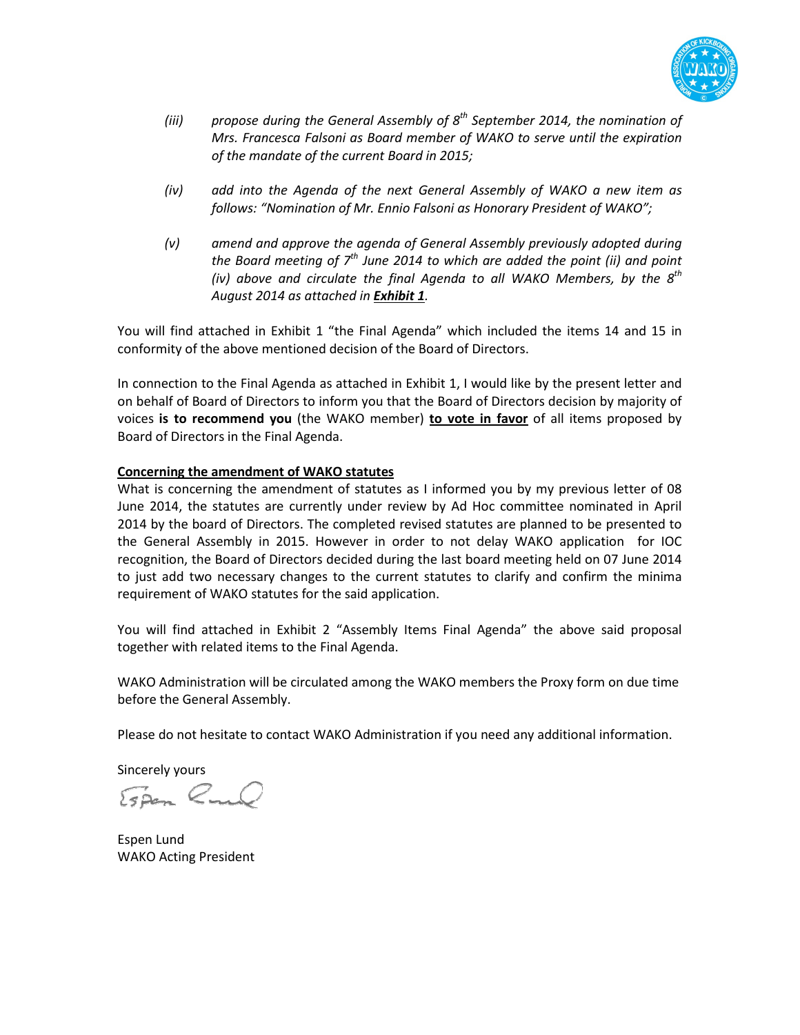(iii) *propose during the General Assembly of 8th September 2014, the nomination of Mrs. Francesca Falsoni as Board member of WAKO to serve until the expiration of the mandate of the current Board in 2015;*

(iv) *add into the Agenda of the next General Assembly of WAKO a new item as follows: "Nomination of Mr. Ennio Falsoni as Honorary President of WAKO";*

(v) *amend and approve the agenda of General Assembly previously adopted during the Board meeting of 7th June 2014 to which are added the point (ii) and point (iv) above and circulate the final Agenda to all WAKO Members, by the 8th August 2014 as attached in **Exhibit 1**.*

You will find attached in Exhibit 1 "the Final Agenda" which included the items 14 and 15 in conformity of the above mentioned decision of the Board of Directors.

In connection to the Final Agenda as attached in Exhibit 1, I would like by the present letter and on behalf of Board of Directors to inform you that the Board of Directors decision by majority of voices **is to recommend you** (the WAKO member) **to vote in favor** of all items proposed by Board of Directors in the Final Agenda.

**Concerning the amendment of WAKO statutes**

What is concerning the amendment of statutes as I informed you by my previous letter of 08 June 2014, the statutes are currently under review by Ad Hoc committee nominated in April 2014 by the board of Directors. The completed revised statutes are planned to be presented to the General Assembly in 2015. However in order to not delay WAKO application for IOC recognition, the Board of Directors decided during the last board meeting held on 07 June 2014 to just add two necessary changes to the current statutes to clarify and confirm the minima requirement of WAKO statutes for the said application.

You will find attached in Exhibit 2 "Assembly Items Final Agenda" the above said proposal together with related items to the Final Agenda.

WAKO Administration will be circulated among the WAKO members the Proxy form on due time before the General Assembly.

Please do not hesitate to contact WAKO Administration if you need any additional information.

Sincerely yours

Espen Lund
WAKO Acting President